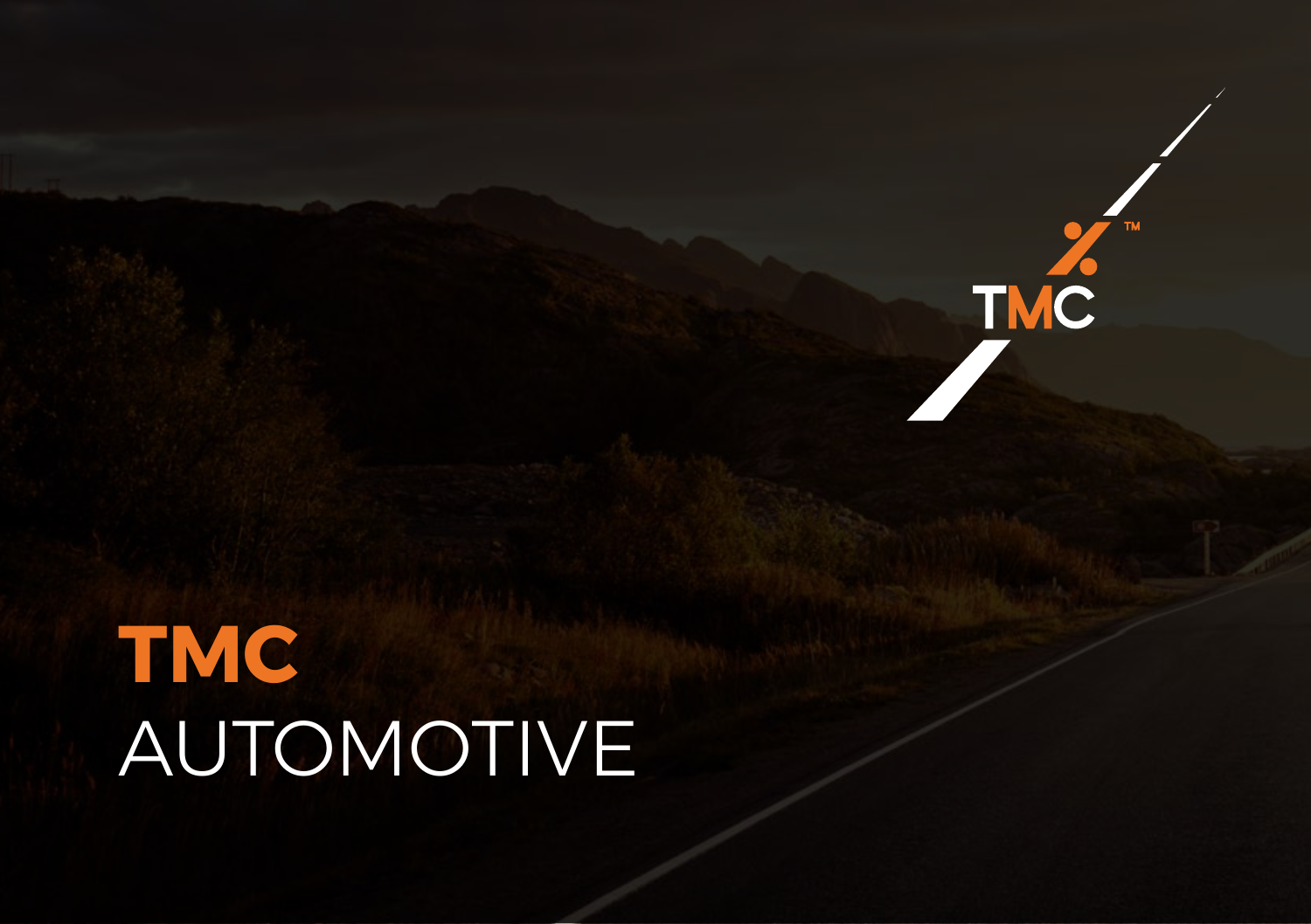# TMC AUTOMOTIVE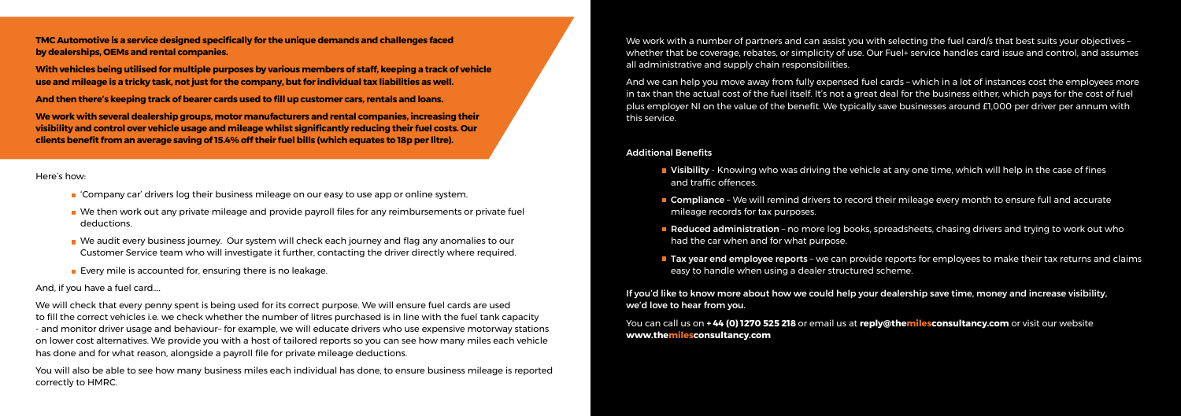**TMC Automotive is a service designed specifically for the unique demands and challenges faced by dealerships, OEMs and rental companies.**

**With vehicles being utilised for multiple purposes by various members of staff, keeping a track of vehicle use and mileage is a tricky task, not just for the company, but for individual tax liabilities as well.**

**And then there's keeping track of bearer cards used to fill up customer cars, rentals and loans.**

**We work with several dealership groups, motor manufacturers and rental companies, increasing their visibility and control over vehicle usage and mileage whilst significantly reducing their fuel costs. Our clients benefit from an average saving of 15.4% off their fuel bills (which equates to 18p per litre).**

Here's how:

- 'Company car' drivers log their business mileage on our easy to use app or online system.
- We then work out any private mileage and provide payroll files for any reimbursements or private fuel deductions.
- We audit every business journey. Our system will check each journey and flag any anomalies to our Customer Service team who will investigate it further, contacting the driver directly where required.
- Every mile is accounted for, ensuring there is no leakage.

And, if you have a fuel card….

We will check that every penny spent is being used for its correct purpose. We will ensure fuel cards are used to fill the correct vehicles i.e. we check whether the number of litres purchased is in line with the fuel tank capacity - and monitor driver usage and behaviour– for example, we will educate drivers who use expensive motorway stations on lower cost alternatives. We provide you with a host of tailored reports so you can see how many miles each vehicle has done and for what reason, alongside a payroll file for private mileage deductions.

You will also be able to see how many business miles each individual has done, to ensure business mileage is reported correctly to HMRC.

We work with a number of partners and can assist you with selecting the fuel card/s that best suits your objectives – whether that be coverage, rebates, or simplicity of use. Our Fuel+ service handles card issue and control, and assumes all administrative and supply chain responsibilities.

And we can help you move away from fully expensed fuel cards – which in a lot of instances cost the employees more in tax than the actual cost of the fuel itself. It's not a great deal for the business either, which pays for the cost of fuel plus employer NI on the value of the benefit. We typically save businesses around £1,000 per driver per annum with this service.

## Additional Benefits

- **Visibility** - Knowing who was driving the vehicle at any one time, which will help in the case of fines and traffic offences.
- **Compliance** – We will remind drivers to record their mileage every month to ensure full and accurate mileage records for tax purposes.
- **Reduced administration** – no more log books, spreadsheets, chasing drivers and trying to work out who had the car when and for what purpose.
- **Tax year end employee reports** – we can provide reports for employees to make their tax returns and claims easy to handle when using a dealer structured scheme.

**If you'd like to know more about how we could help your dealership save time, money and increase visibility, we'd love to hear from you.**

You can call us on **+44 (0) 1270 525 218** or email us at **reply@themilesconsultancy.com** or visit our website **www.themilesconsultancy.com**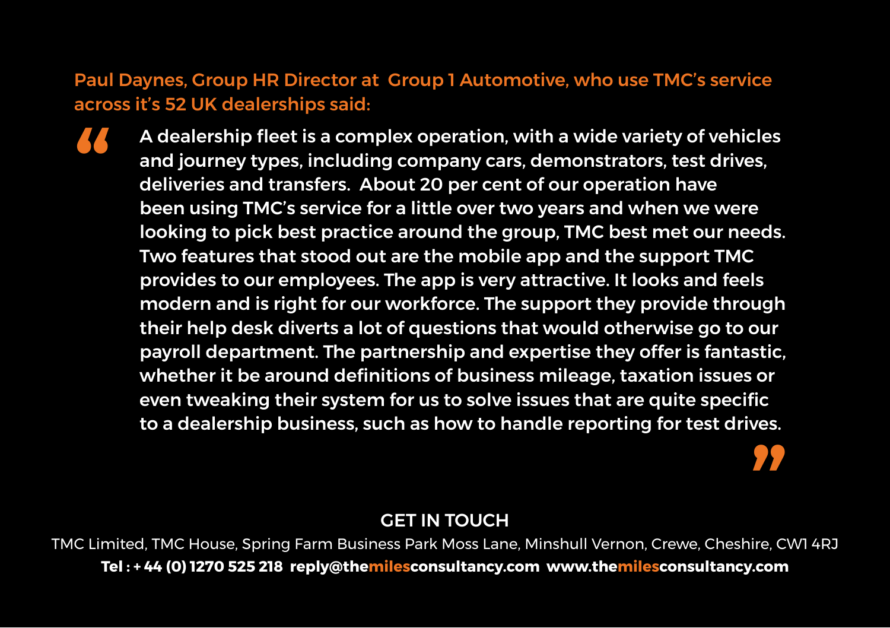**Paul Daynes, Group HR Director at Group 1 Automotive, who use TMC's service across it's 52 UK dealerships said:**

> "A dealership fleet is a complex operation, with a wide variety of vehicles and journey types, including company cars, demonstrators, test drives, deliveries and transfers. About 20 per cent of our operation have been using TMC's service for a little over two years and when we were looking to pick best practice around the group, TMC best met our needs. Two features that stood out are the mobile app and the support TMC provides to our employees. The app is very attractive. It looks and feels modern and is right for our workforce. The support they provide through their help desk diverts a lot of questions that would otherwise go to our payroll department. The partnership and expertise they offer is fantastic, whether it be around definitions of business mileage, taxation issues or even tweaking their system for us to solve issues that are quite specific to a dealership business, such as how to handle reporting for test drives."

## GET IN TOUCH

TMC Limited, TMC House, Spring Farm Business Park Moss Lane, Minshull Vernon, Crewe, Cheshire, CW1 4RJ

**Tel : + 44 (0) 1270 525 218 reply@themilesconsultancy.com www.themilesconsultancy.com**